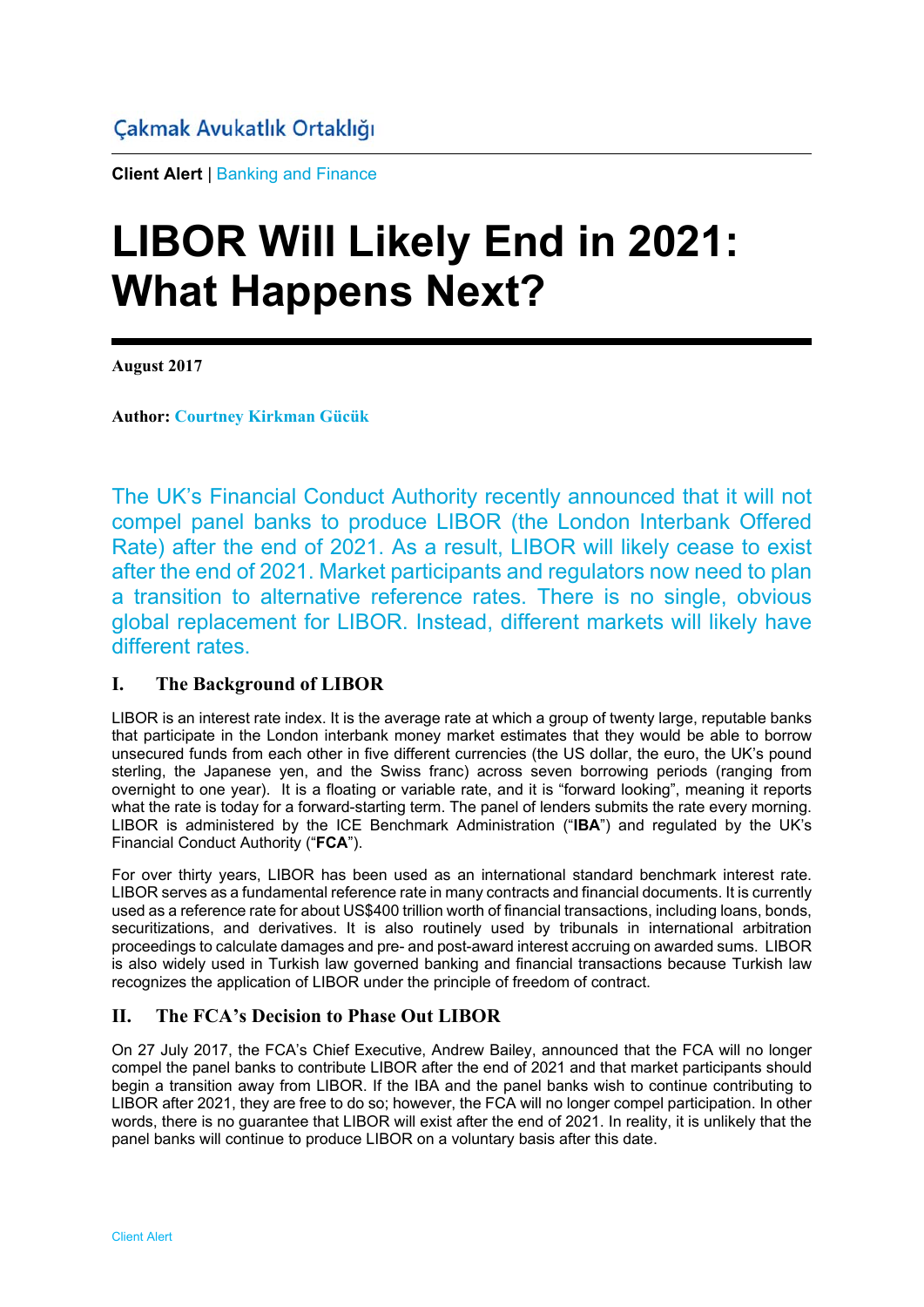Çakmak Avukatlık Ortaklığı

**Client Alert** | Banking and Finance

# LIBOR Will Likely End in 2021: What Happens Next?

**August 2017**

**Author:** Courtney Kirkman Gücük

The UK's Financial Conduct Authority recently announced that it will not compel panel banks to produce LIBOR (the London Interbank Offered Rate) after the end of 2021. As a result, LIBOR will likely cease to exist after the end of 2021. Market participants and regulators now need to plan a transition to alternative reference rates. There is no single, obvious global replacement for LIBOR. Instead, different markets will likely have different rates.

## I. The Background of LIBOR

LIBOR is an interest rate index. It is the average rate at which a group of twenty large, reputable banks that participate in the London interbank money market estimates that they would be able to borrow unsecured funds from each other in five different currencies (the US dollar, the euro, the UK's pound sterling, the Japanese yen, and the Swiss franc) across seven borrowing periods (ranging from overnight to one year). It is a floating or variable rate, and it is "forward looking", meaning it reports what the rate is today for a forward-starting term. The panel of lenders submits the rate every morning. LIBOR is administered by the ICE Benchmark Administration ("**IBA**") and regulated by the UK's Financial Conduct Authority ("**FCA**").

For over thirty years, LIBOR has been used as an international standard benchmark interest rate. LIBOR serves as a fundamental reference rate in many contracts and financial documents. It is currently used as a reference rate for about US$400 trillion worth of financial transactions, including loans, bonds, securitizations, and derivatives. It is also routinely used by tribunals in international arbitration proceedings to calculate damages and pre- and post-award interest accruing on awarded sums. LIBOR is also widely used in Turkish law governed banking and financial transactions because Turkish law recognizes the application of LIBOR under the principle of freedom of contract.

## II. The FCA's Decision to Phase Out LIBOR

On 27 July 2017, the FCA's Chief Executive, Andrew Bailey, announced that the FCA will no longer compel the panel banks to contribute LIBOR after the end of 2021 and that market participants should begin a transition away from LIBOR. If the IBA and the panel banks wish to continue contributing to LIBOR after 2021, they are free to do so; however, the FCA will no longer compel participation. In other words, there is no guarantee that LIBOR will exist after the end of 2021. In reality, it is unlikely that the panel banks will continue to produce LIBOR on a voluntary basis after this date.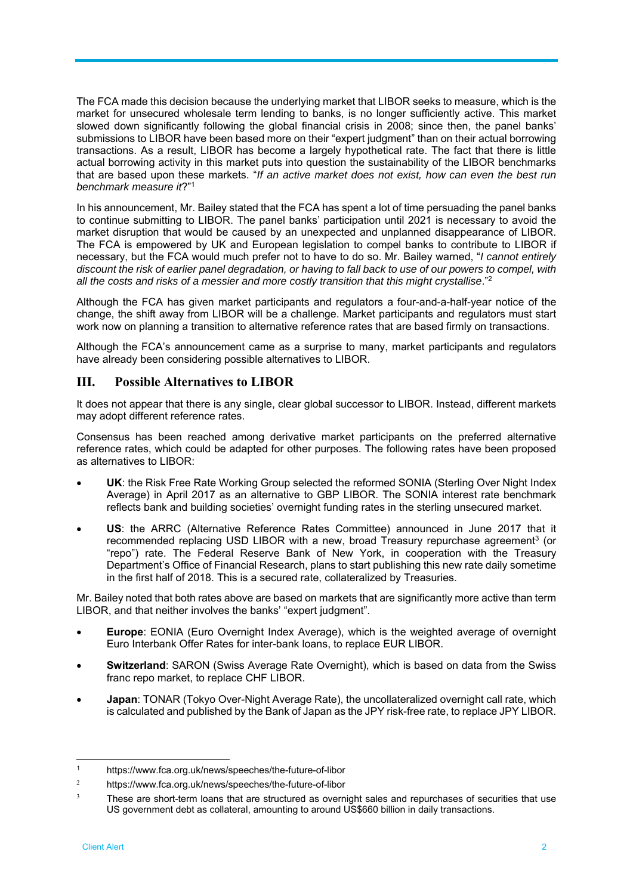The FCA made this decision because the underlying market that LIBOR seeks to measure, which is the market for unsecured wholesale term lending to banks, is no longer sufficiently active. This market slowed down significantly following the global financial crisis in 2008; since then, the panel banks' submissions to LIBOR have been based more on their "expert judgment" than on their actual borrowing transactions. As a result, LIBOR has become a largely hypothetical rate. The fact that there is little actual borrowing activity in this market puts into question the sustainability of the LIBOR benchmarks that are based upon these markets. "*If an active market does not exist, how can even the best run benchmark measure it*?"[1]

In his announcement, Mr. Bailey stated that the FCA has spent a lot of time persuading the panel banks to continue submitting to LIBOR. The panel banks' participation until 2021 is necessary to avoid the market disruption that would be caused by an unexpected and unplanned disappearance of LIBOR. The FCA is empowered by UK and European legislation to compel banks to contribute to LIBOR if necessary, but the FCA would much prefer not to have to do so. Mr. Bailey warned, "*I cannot entirely discount the risk of earlier panel degradation, or having to fall back to use of our powers to compel, with all the costs and risks of a messier and more costly transition that this might crystallise*."[2]

Although the FCA has given market participants and regulators a four-and-a-half-year notice of the change, the shift away from LIBOR will be a challenge. Market participants and regulators must start work now on planning a transition to alternative reference rates that are based firmly on transactions.

Although the FCA's announcement came as a surprise to many, market participants and regulators have already been considering possible alternatives to LIBOR.

## III. Possible Alternatives to LIBOR

It does not appear that there is any single, clear global successor to LIBOR. Instead, different markets may adopt different reference rates.

Consensus has been reached among derivative market participants on the preferred alternative reference rates, which could be adapted for other purposes. The following rates have been proposed as alternatives to LIBOR:

- **UK**: the Risk Free Rate Working Group selected the reformed SONIA (Sterling Over Night Index Average) in April 2017 as an alternative to GBP LIBOR. The SONIA interest rate benchmark reflects bank and building societies' overnight funding rates in the sterling unsecured market.
- **US**: the ARRC (Alternative Reference Rates Committee) announced in June 2017 that it recommended replacing USD LIBOR with a new, broad Treasury repurchase agreement[3] (or "repo") rate. The Federal Reserve Bank of New York, in cooperation with the Treasury Department's Office of Financial Research, plans to start publishing this new rate daily sometime in the first half of 2018. This is a secured rate, collateralized by Treasuries.

Mr. Bailey noted that both rates above are based on markets that are significantly more active than term LIBOR, and that neither involves the banks' "expert judgment".

- **Europe**: EONIA (Euro Overnight Index Average), which is the weighted average of overnight Euro Interbank Offer Rates for inter-bank loans, to replace EUR LIBOR.
- **Switzerland**: SARON (Swiss Average Rate Overnight), which is based on data from the Swiss franc repo market, to replace CHF LIBOR.
- **Japan**: TONAR (Tokyo Over-Night Average Rate), the uncollateralized overnight call rate, which is calculated and published by the Bank of Japan as the JPY risk-free rate, to replace JPY LIBOR.

---

[1] https://www.fca.org.uk/news/speeches/the-future-of-libor

[2] https://www.fca.org.uk/news/speeches/the-future-of-libor

[3] These are short-term loans that are structured as overnight sales and repurchases of securities that use US government debt as collateral, amounting to around US$660 billion in daily transactions.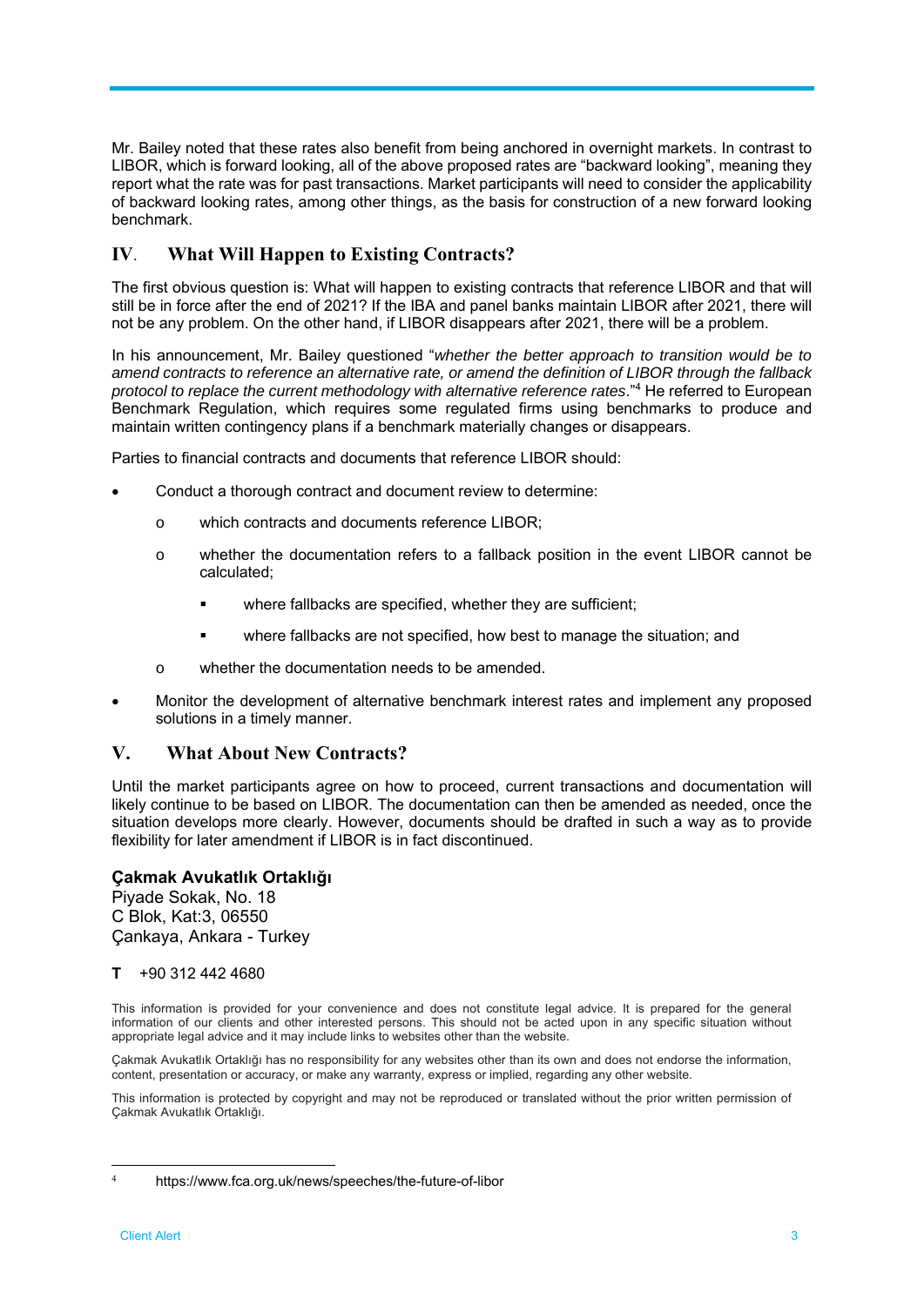Mr. Bailey noted that these rates also benefit from being anchored in overnight markets. In contrast to LIBOR, which is forward looking, all of the above proposed rates are "backward looking", meaning they report what the rate was for past transactions. Market participants will need to consider the applicability of backward looking rates, among other things, as the basis for construction of a new forward looking benchmark.

## IV. What Will Happen to Existing Contracts?

The first obvious question is: What will happen to existing contracts that reference LIBOR and that will still be in force after the end of 2021? If the IBA and panel banks maintain LIBOR after 2021, there will not be any problem. On the other hand, if LIBOR disappears after 2021, there will be a problem.

In his announcement, Mr. Bailey questioned "*whether the better approach to transition would be to amend contracts to reference an alternative rate, or amend the definition of LIBOR through the fallback protocol to replace the current methodology with alternative reference rates*."[4] He referred to European Benchmark Regulation, which requires some regulated firms using benchmarks to produce and maintain written contingency plans if a benchmark materially changes or disappears.

Parties to financial contracts and documents that reference LIBOR should:

- Conduct a thorough contract and document review to determine:
  - which contracts and documents reference LIBOR;
  - whether the documentation refers to a fallback position in the event LIBOR cannot be calculated;
    - where fallbacks are specified, whether they are sufficient;
    - where fallbacks are not specified, how best to manage the situation; and
  - whether the documentation needs to be amended.
- Monitor the development of alternative benchmark interest rates and implement any proposed solutions in a timely manner.

## V. What About New Contracts?

Until the market participants agree on how to proceed, current transactions and documentation will likely continue to be based on LIBOR. The documentation can then be amended as needed, once the situation develops more clearly. However, documents should be drafted in such a way as to provide flexibility for later amendment if LIBOR is in fact discontinued.

**Çakmak Avukatlık Ortaklığı**
Piyade Sokak, No. 18
C Blok, Kat:3, 06550
Çankaya, Ankara - Turkey

**T** +90 312 442 4680

This information is provided for your convenience and does not constitute legal advice. It is prepared for the general information of our clients and other interested persons. This should not be acted upon in any specific situation without appropriate legal advice and it may include links to websites other than the website.

Çakmak Avukatlık Ortaklığı has no responsibility for any websites other than its own and does not endorse the information, content, presentation or accuracy, or make any warranty, express or implied, regarding any other website.

This information is protected by copyright and may not be reproduced or translated without the prior written permission of Çakmak Avukatlık Ortaklığı.

[4] https://www.fca.org.uk/news/speeches/the-future-of-libor